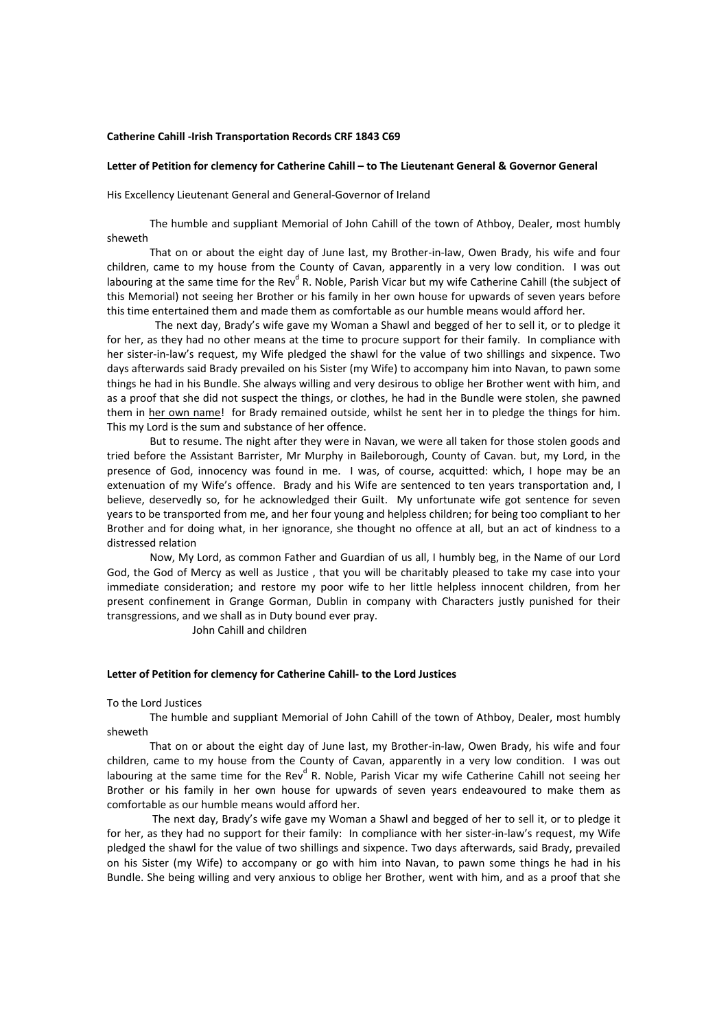**Catherine Cahill -Irish Transportation Records CRF 1843 C69**

**Letter of Petition for clemency for Catherine Cahill – to The Lieutenant General & Governor General**

His Excellency Lieutenant General and General-Governor of Ireland

The humble and suppliant Memorial of John Cahill of the town of Athboy, Dealer, most humbly sheweth

That on or about the eight day of June last, my Brother-in-law, Owen Brady, his wife and four children, came to my house from the County of Cavan, apparently in a very low condition. I was out labouring at the same time for the Rev[d] R. Noble, Parish Vicar but my wife Catherine Cahill (the subject of this Memorial) not seeing her Brother or his family in her own house for upwards of seven years before this time entertained them and made them as comfortable as our humble means would afford her.

The next day, Brady's wife gave my Woman a Shawl and begged of her to sell it, or to pledge it for her, as they had no other means at the time to procure support for their family. In compliance with her sister-in-law's request, my Wife pledged the shawl for the value of two shillings and sixpence. Two days afterwards said Brady prevailed on his Sister (my Wife) to accompany him into Navan, to pawn some things he had in his Bundle. She always willing and very desirous to oblige her Brother went with him, and as a proof that she did not suspect the things, or clothes, he had in the Bundle were stolen, she pawned them in <u>her own name</u>! for Brady remained outside, whilst he sent her in to pledge the things for him. This my Lord is the sum and substance of her offence.

But to resume. The night after they were in Navan, we were all taken for those stolen goods and tried before the Assistant Barrister, Mr Murphy in Baileborough, County of Cavan. but, my Lord, in the presence of God, innocency was found in me. I was, of course, acquitted: which, I hope may be an extenuation of my Wife's offence. Brady and his Wife are sentenced to ten years transportation and, I believe, deservedly so, for he acknowledged their Guilt. My unfortunate wife got sentence for seven years to be transported from me, and her four young and helpless children; for being too compliant to her Brother and for doing what, in her ignorance, she thought no offence at all, but an act of kindness to a distressed relation

Now, My Lord, as common Father and Guardian of us all, I humbly beg, in the Name of our Lord God, the God of Mercy as well as Justice , that you will be charitably pleased to take my case into your immediate consideration; and restore my poor wife to her little helpless innocent children, from her present confinement in Grange Gorman, Dublin in company with Characters justly punished for their transgressions, and we shall as in Duty bound ever pray.

John Cahill and children

**Letter of Petition for clemency for Catherine Cahill- to the Lord Justices**

To the Lord Justices

The humble and suppliant Memorial of John Cahill of the town of Athboy, Dealer, most humbly sheweth

That on or about the eight day of June last, my Brother-in-law, Owen Brady, his wife and four children, came to my house from the County of Cavan, apparently in a very low condition. I was out labouring at the same time for the Rev[d] R. Noble, Parish Vicar my wife Catherine Cahill not seeing her Brother or his family in her own house for upwards of seven years endeavoured to make them as comfortable as our humble means would afford her.

The next day, Brady's wife gave my Woman a Shawl and begged of her to sell it, or to pledge it for her, as they had no support for their family: In compliance with her sister-in-law's request, my Wife pledged the shawl for the value of two shillings and sixpence. Two days afterwards, said Brady, prevailed on his Sister (my Wife) to accompany or go with him into Navan, to pawn some things he had in his Bundle. She being willing and very anxious to oblige her Brother, went with him, and as a proof that she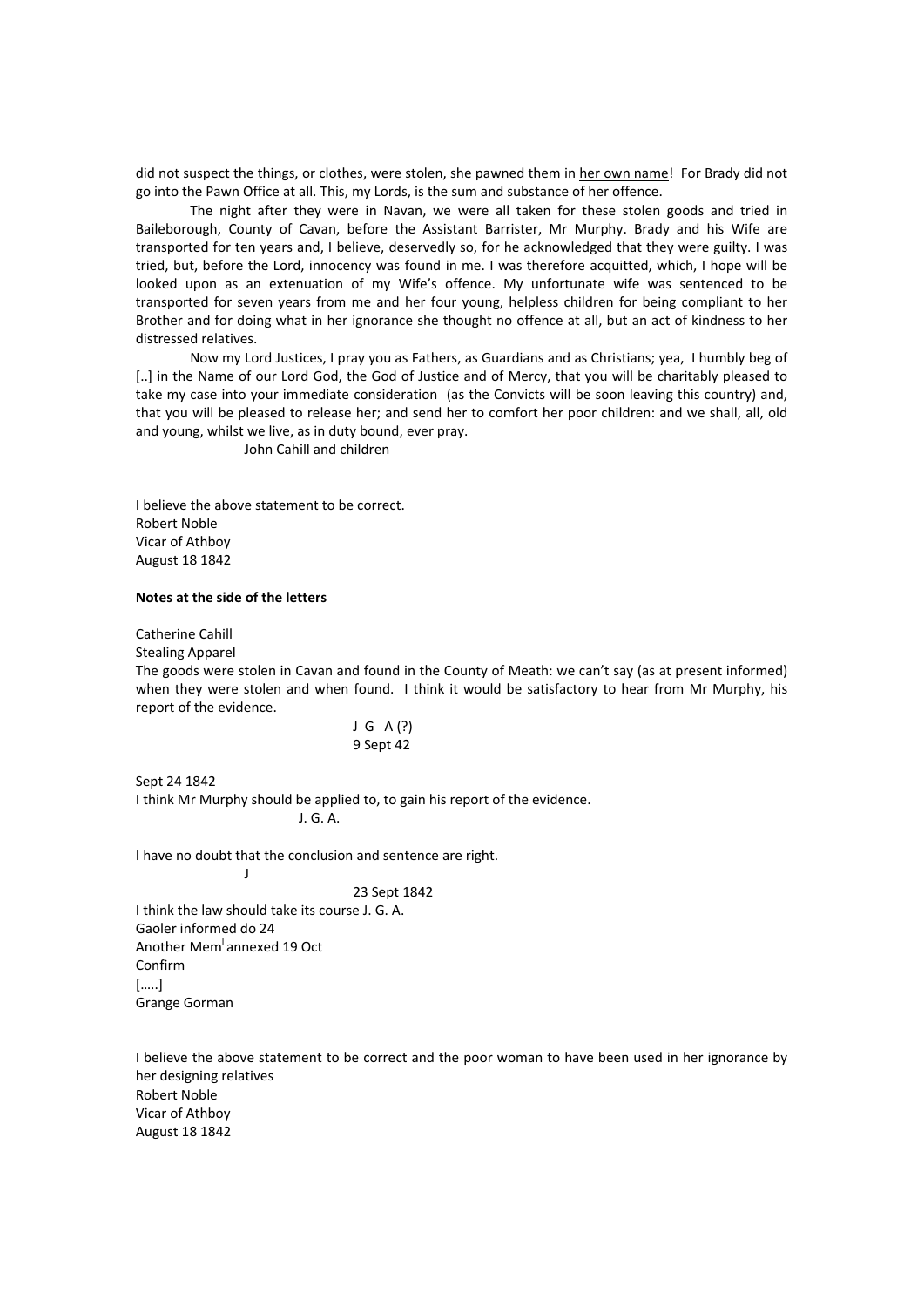did not suspect the things, or clothes, were stolen, she pawned them in <u>her own name</u>! For Brady did not go into the Pawn Office at all. This, my Lords, is the sum and substance of her offence.

The night after they were in Navan, we were all taken for these stolen goods and tried in Baileborough, County of Cavan, before the Assistant Barrister, Mr Murphy. Brady and his Wife are transported for ten years and, I believe, deservedly so, for he acknowledged that they were guilty. I was tried, but, before the Lord, innocency was found in me. I was therefore acquitted, which, I hope will be looked upon as an extenuation of my Wife's offence. My unfortunate wife was sentenced to be transported for seven years from me and her four young, helpless children for being compliant to her Brother and for doing what in her ignorance she thought no offence at all, but an act of kindness to her distressed relatives.

Now my Lord Justices, I pray you as Fathers, as Guardians and as Christians; yea, I humbly beg of [..] in the Name of our Lord God, the God of Justice and of Mercy, that you will be charitably pleased to take my case into your immediate consideration (as the Convicts will be soon leaving this country) and, that you will be pleased to release her; and send her to comfort her poor children: and we shall, all, old and young, whilst we live, as in duty bound, ever pray.

John Cahill and children

I believe the above statement to be correct.
Robert Noble
Vicar of Athboy
August 18 1842

**Notes at the side of the letters**

Catherine Cahill
Stealing Apparel
The goods were stolen in Cavan and found in the County of Meath: we can't say (as at present informed) when they were stolen and when found. I think it would be satisfactory to hear from Mr Murphy, his report of the evidence.

J G A (?)
9 Sept 42

Sept 24 1842
I think Mr Murphy should be applied to, to gain his report of the evidence.
J. G. A.

I have no doubt that the conclusion and sentence are right.
J
23 Sept 1842
I think the law should take its course J. G. A.
Gaoler informed do 24
Another Mem[l] annexed 19 Oct
Confirm
[.....]
Grange Gorman

I believe the above statement to be correct and the poor woman to have been used in her ignorance by her designing relatives
Robert Noble
Vicar of Athboy
August 18 1842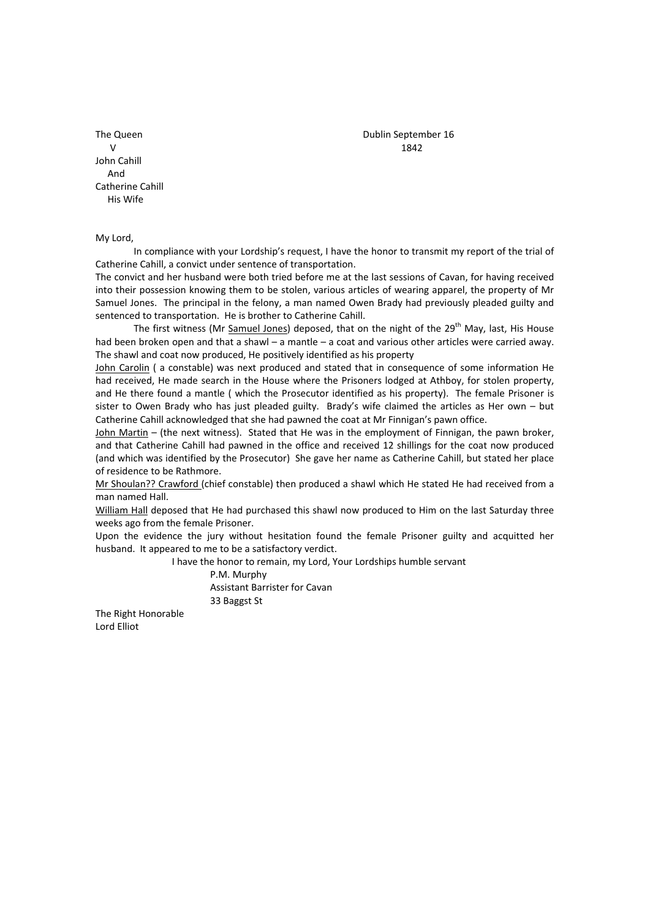The Queen
V
John Cahill
And
Catherine Cahill
His Wife

Dublin September 16
1842

My Lord,

In compliance with your Lordship's request, I have the honor to transmit my report of the trial of Catherine Cahill, a convict under sentence of transportation.

The convict and her husband were both tried before me at the last sessions of Cavan, for having received into their possession knowing them to be stolen, various articles of wearing apparel, the property of Mr Samuel Jones. The principal in the felony, a man named Owen Brady had previously pleaded guilty and sentenced to transportation. He is brother to Catherine Cahill.

The first witness (Mr Samuel Jones) deposed, that on the night of the 29th May, last, His House had been broken open and that a shawl – a mantle – a coat and various other articles were carried away. The shawl and coat now produced, He positively identified as his property

John Carolin ( a constable) was next produced and stated that in consequence of some information He had received, He made search in the House where the Prisoners lodged at Athboy, for stolen property, and He there found a mantle ( which the Prosecutor identified as his property). The female Prisoner is sister to Owen Brady who has just pleaded guilty. Brady's wife claimed the articles as Her own – but Catherine Cahill acknowledged that she had pawned the coat at Mr Finnigan's pawn office.

John Martin – (the next witness). Stated that He was in the employment of Finnigan, the pawn broker, and that Catherine Cahill had pawned in the office and received 12 shillings for the coat now produced (and which was identified by the Prosecutor) She gave her name as Catherine Cahill, but stated her place of residence to be Rathmore.

Mr Shoulan?? Crawford (chief constable) then produced a shawl which He stated He had received from a man named Hall.

William Hall deposed that He had purchased this shawl now produced to Him on the last Saturday three weeks ago from the female Prisoner.

Upon the evidence the jury without hesitation found the female Prisoner guilty and acquitted her husband. It appeared to me to be a satisfactory verdict.

I have the honor to remain, my Lord, Your Lordships humble servant

P.M. Murphy
Assistant Barrister for Cavan
33 Baggst St

The Right Honorable
Lord Elliot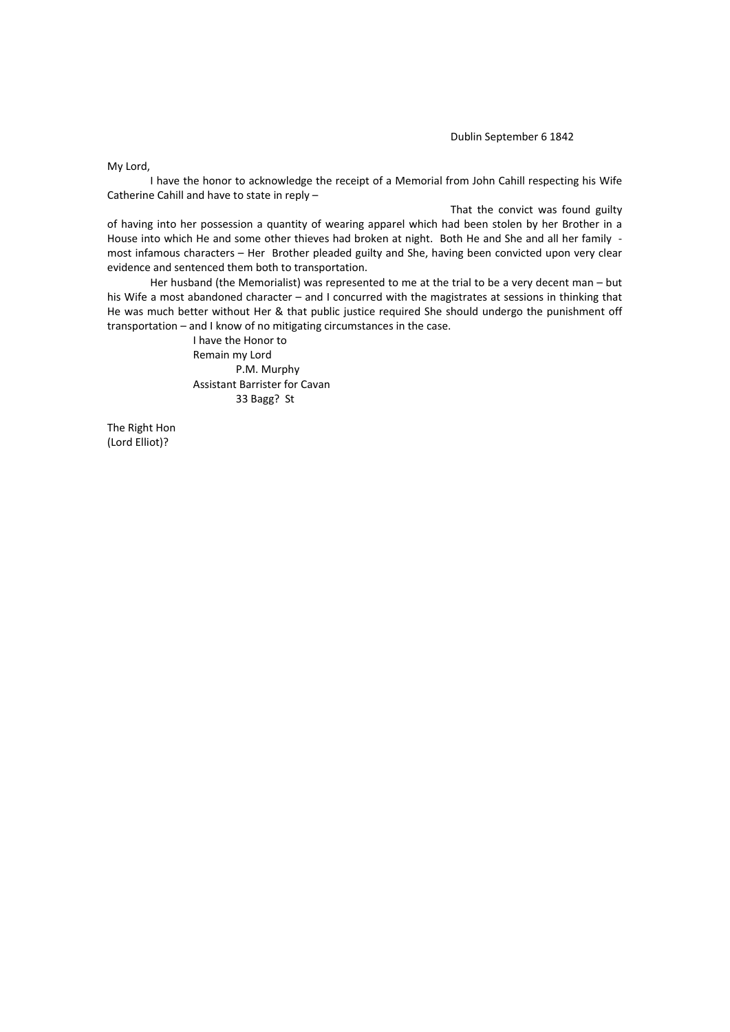Dublin September 6 1842

My Lord,

I have the honor to acknowledge the receipt of a Memorial from John Cahill respecting his Wife Catherine Cahill and have to state in reply –

That the convict was found guilty of having into her possession a quantity of wearing apparel which had been stolen by her Brother in a House into which He and some other thieves had broken at night. Both He and She and all her family - most infamous characters – Her Brother pleaded guilty and She, having been convicted upon very clear evidence and sentenced them both to transportation.

Her husband (the Memorialist) was represented to me at the trial to be a very decent man – but his Wife a most abandoned character – and I concurred with the magistrates at sessions in thinking that He was much better without Her & that public justice required She should undergo the punishment off transportation – and I know of no mitigating circumstances in the case.

I have the Honor to
Remain my Lord
P.M. Murphy
Assistant Barrister for Cavan
33 Bagg? St

The Right Hon
(Lord Elliot)?